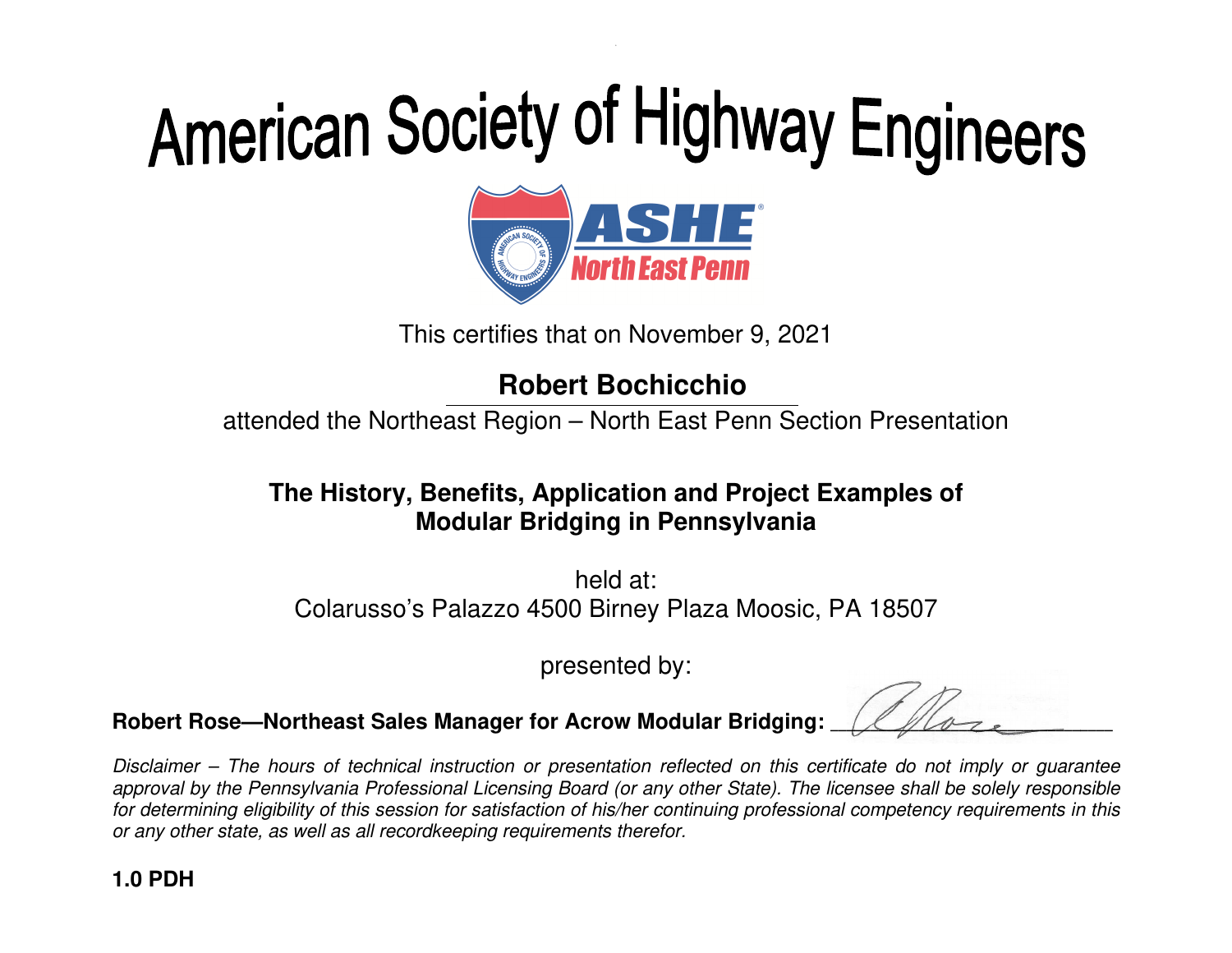# American Society of Highway Engineers

ASHE®
North East Penn

This certifies that on November 9, 2021

**Robert Bochicchio**

attended the Northeast Region – North East Penn Section Presentation

**The History, Benefits, Application and Project Examples of Modular Bridging in Pennsylvania**

held at:
Colarusso's Palazzo 4500 Birney Plaza Moosic, PA 18507

presented by:

**Robert Rose—Northeast Sales Manager for Acrow Modular Bridging:** ______________

*Disclaimer – The hours of technical instruction or presentation reflected on this certificate do not imply or guarantee approval by the Pennsylvania Professional Licensing Board (or any other State). The licensee shall be solely responsible for determining eligibility of this session for satisfaction of his/her continuing professional competency requirements in this or any other state, as well as all recordkeeping requirements therefor.*

**1.0 PDH**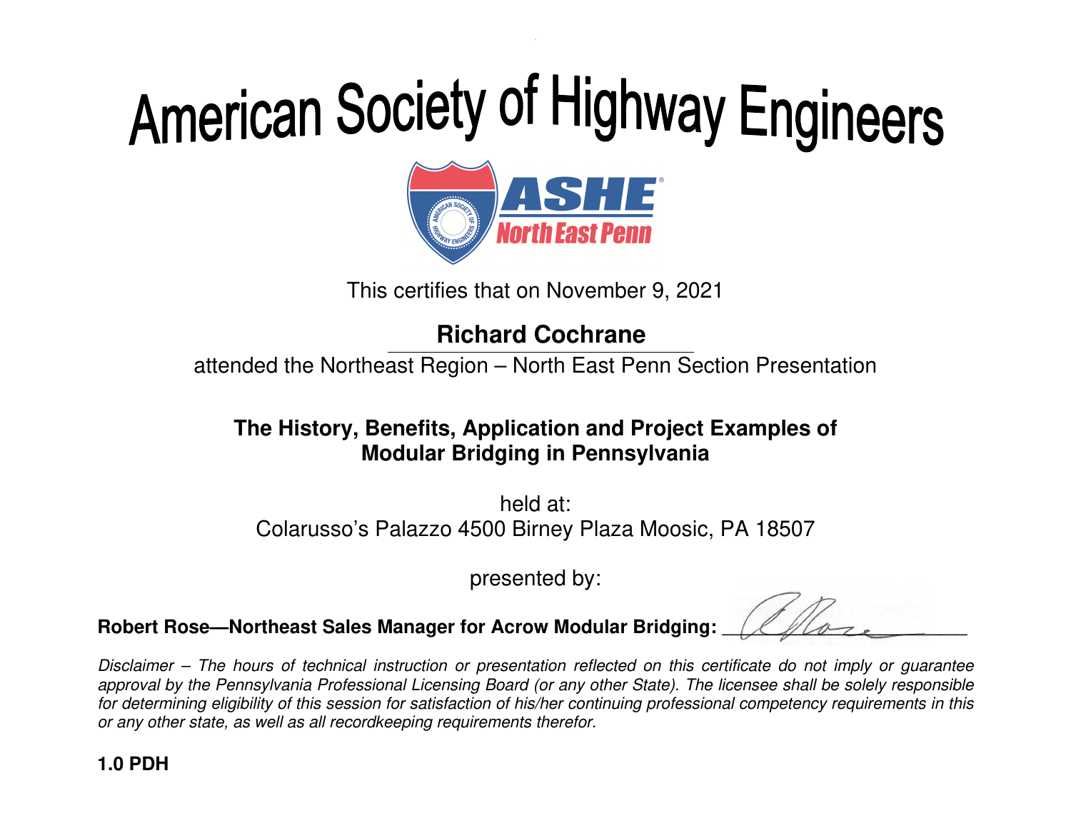# American Society of Highway Engineers

ASHE® North East Penn

This certifies that on November 9, 2021

**Richard Cochrane**

attended the Northeast Region – North East Penn Section Presentation

**The History, Benefits, Application and Project Examples of Modular Bridging in Pennsylvania**

held at:
Colarusso's Palazzo 4500 Birney Plaza Moosic, PA 18507

presented by:

**Robert Rose—Northeast Sales Manager for Acrow Modular Bridging:** ____________

*Disclaimer – The hours of technical instruction or presentation reflected on this certificate do not imply or guarantee approval by the Pennsylvania Professional Licensing Board (or any other State). The licensee shall be solely responsible for determining eligibility of this session for satisfaction of his/her continuing professional competency requirements in this or any other state, as well as all recordkeeping requirements therefor.*

**1.0 PDH**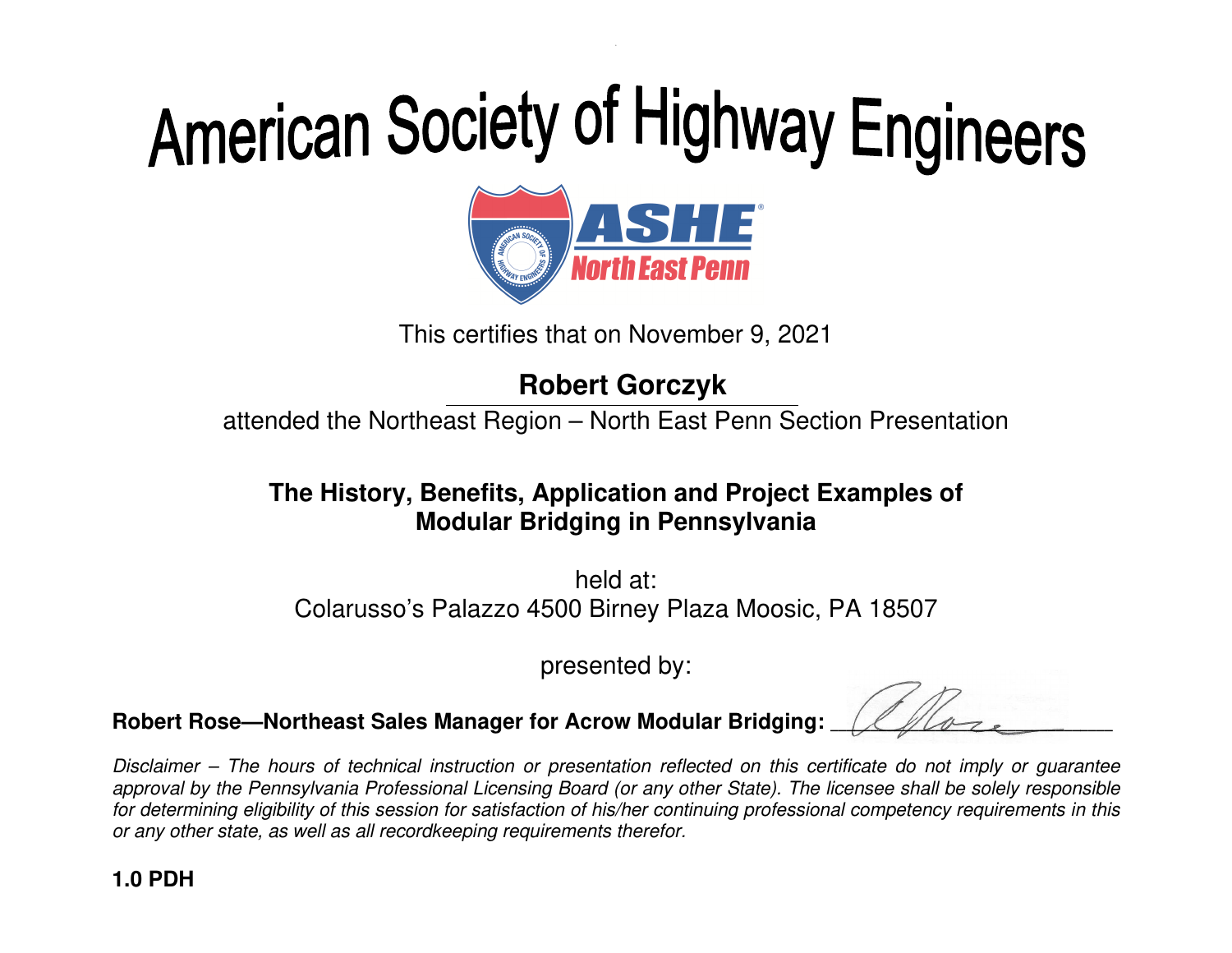# American Society of Highway Engineers

ASHE®
North East Penn

This certifies that on November 9, 2021

**Robert Gorczyk**

attended the Northeast Region – North East Penn Section Presentation

**The History, Benefits, Application and Project Examples of Modular Bridging in Pennsylvania**

held at:
Colarusso's Palazzo 4500 Birney Plaza Moosic, PA 18507

presented by:

**Robert Rose—Northeast Sales Manager for Acrow Modular Bridging:** ______________

*Disclaimer – The hours of technical instruction or presentation reflected on this certificate do not imply or guarantee approval by the Pennsylvania Professional Licensing Board (or any other State). The licensee shall be solely responsible for determining eligibility of this session for satisfaction of his/her continuing professional competency requirements in this or any other state, as well as all recordkeeping requirements therefor.*

**1.0 PDH**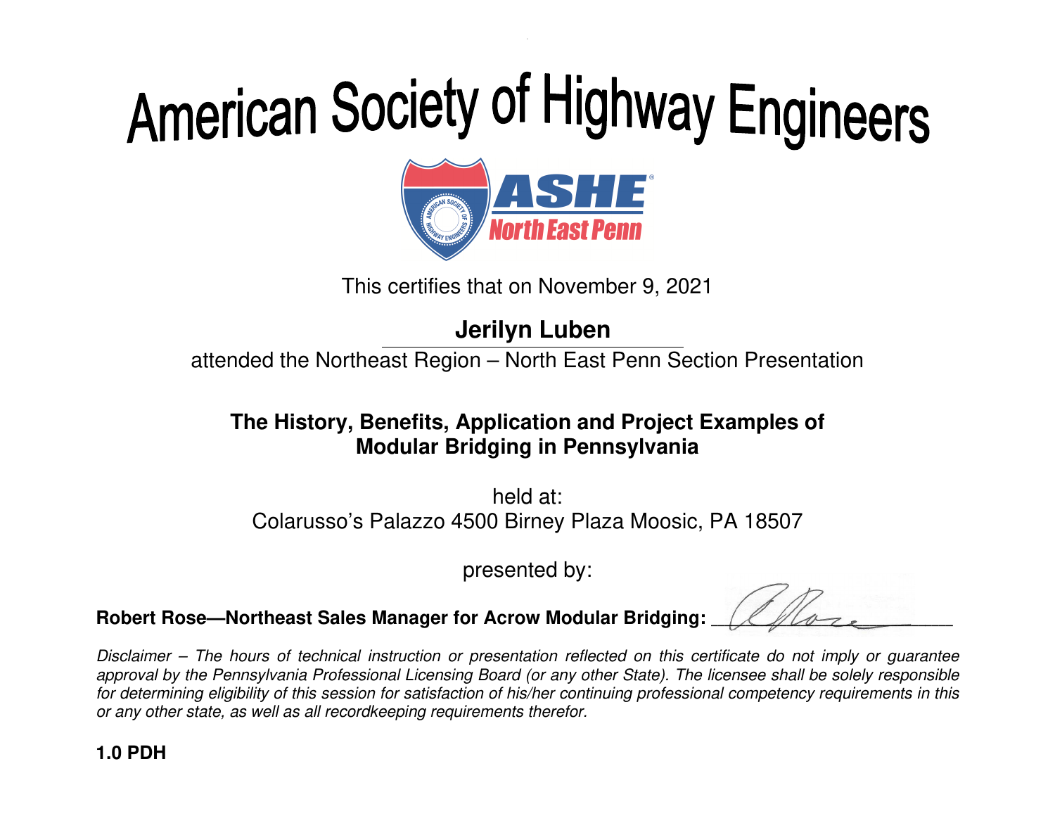# American Society of Highway Engineers

**ASHE North East Penn**

This certifies that on November 9, 2021

**Jerilyn Luben**

attended the Northeast Region – North East Penn Section Presentation

**The History, Benefits, Application and Project Examples of Modular Bridging in Pennsylvania**

held at:
Colarusso's Palazzo 4500 Birney Plaza Moosic, PA 18507

presented by:

**Robert Rose—Northeast Sales Manager for Acrow Modular Bridging:** ____________________

*Disclaimer – The hours of technical instruction or presentation reflected on this certificate do not imply or guarantee approval by the Pennsylvania Professional Licensing Board (or any other State). The licensee shall be solely responsible for determining eligibility of this session for satisfaction of his/her continuing professional competency requirements in this or any other state, as well as all recordkeeping requirements therefor.*

**1.0 PDH**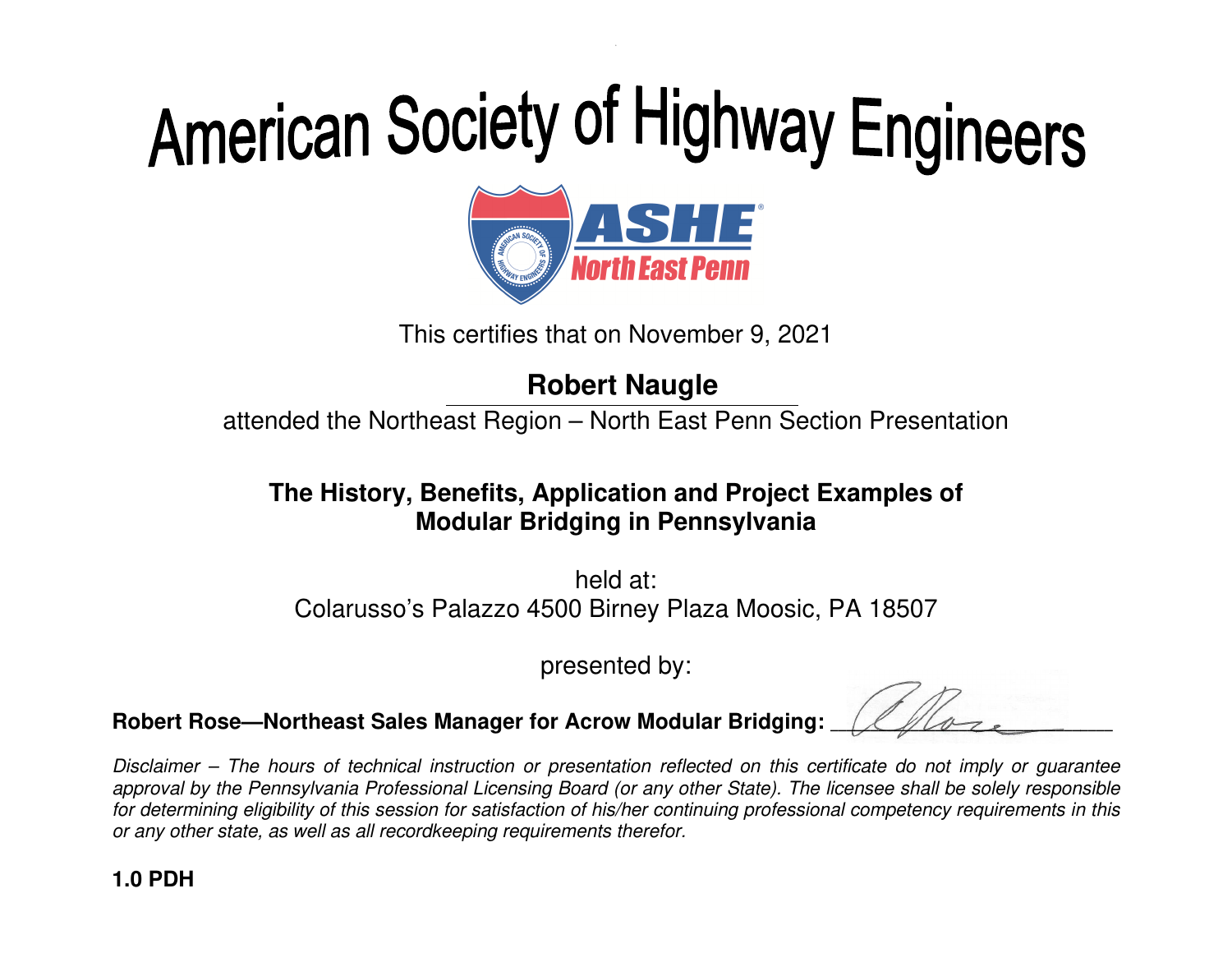# American Society of Highway Engineers

ASHE North East Penn

This certifies that on November 9, 2021

**Robert Naugle**

attended the Northeast Region – North East Penn Section Presentation

**The History, Benefits, Application and Project Examples of Modular Bridging in Pennsylvania**

held at:
Colarusso's Palazzo 4500 Birney Plaza Moosic, PA 18507

presented by:

**Robert Rose—Northeast Sales Manager for Acrow Modular Bridging:** ______________

*Disclaimer – The hours of technical instruction or presentation reflected on this certificate do not imply or guarantee approval by the Pennsylvania Professional Licensing Board (or any other State). The licensee shall be solely responsible for determining eligibility of this session for satisfaction of his/her continuing professional competency requirements in this or any other state, as well as all recordkeeping requirements therefor.*

**1.0 PDH**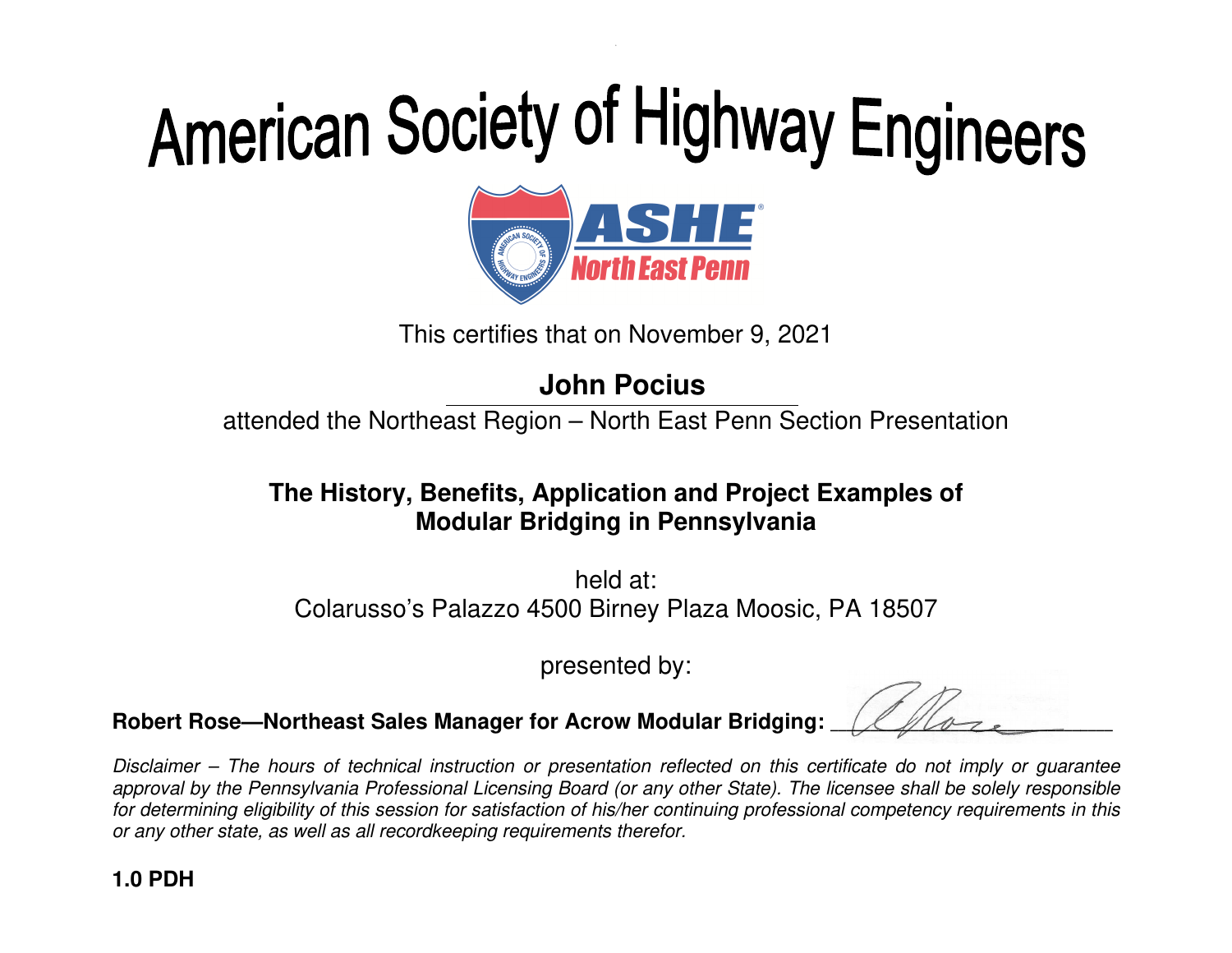# American Society of Highway Engineers

ASHE North East Penn

This certifies that on November 9, 2021

**John Pocius**

attended the Northeast Region – North East Penn Section Presentation

**The History, Benefits, Application and Project Examples of Modular Bridging in Pennsylvania**

held at:
Colarusso's Palazzo 4500 Birney Plaza Moosic, PA 18507

presented by:

**Robert Rose—Northeast Sales Manager for Acrow Modular Bridging:** ____________________

*Disclaimer – The hours of technical instruction or presentation reflected on this certificate do not imply or guarantee approval by the Pennsylvania Professional Licensing Board (or any other State). The licensee shall be solely responsible for determining eligibility of this session for satisfaction of his/her continuing professional competency requirements in this or any other state, as well as all recordkeeping requirements therefor.*

**1.0 PDH**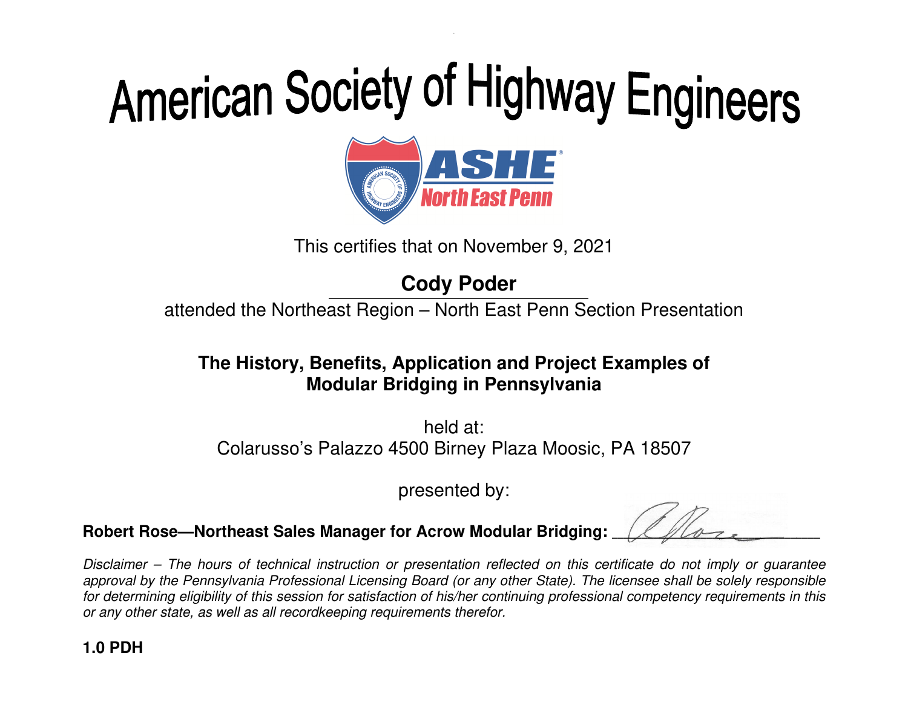# American Society of Highway Engineers

ASHE North East Penn

This certifies that on November 9, 2021

**Cody Poder**

attended the Northeast Region – North East Penn Section Presentation

**The History, Benefits, Application and Project Examples of Modular Bridging in Pennsylvania**

held at:
Colarusso's Palazzo 4500 Birney Plaza Moosic, PA 18507

presented by:

**Robert Rose—Northeast Sales Manager for Acrow Modular Bridging:** ______________

*Disclaimer – The hours of technical instruction or presentation reflected on this certificate do not imply or guarantee approval by the Pennsylvania Professional Licensing Board (or any other State). The licensee shall be solely responsible for determining eligibility of this session for satisfaction of his/her continuing professional competency requirements in this or any other state, as well as all recordkeeping requirements therefor.*

**1.0 PDH**